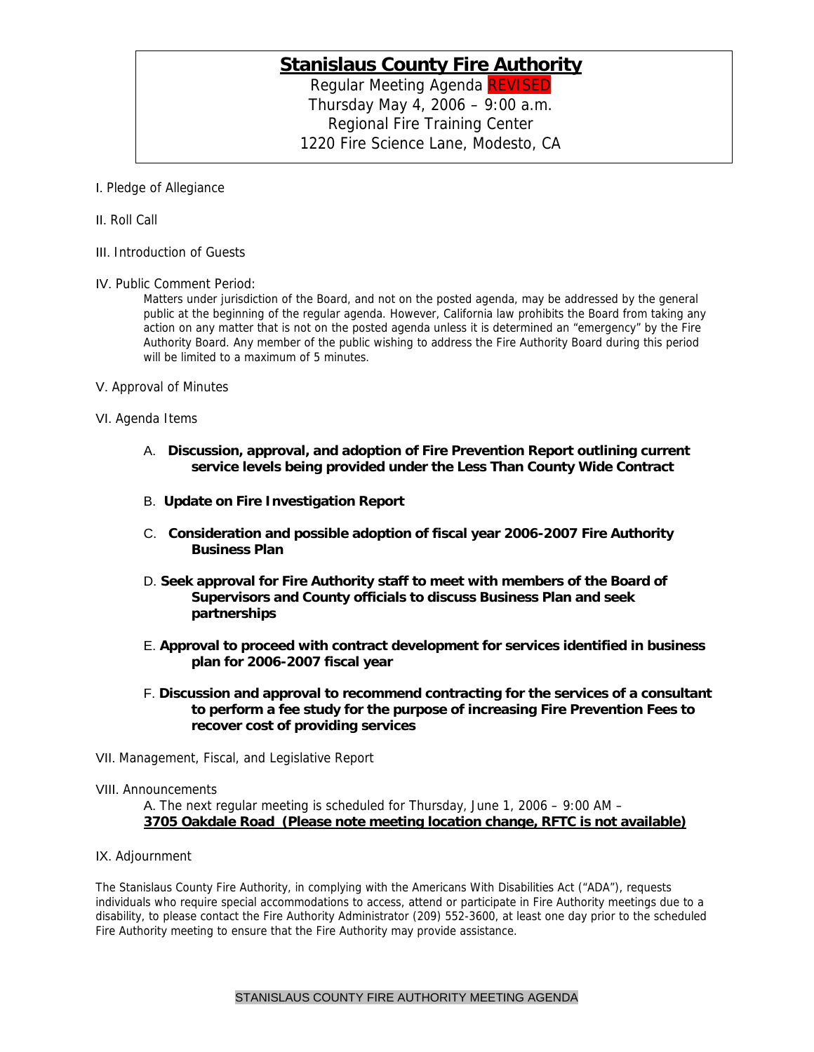# Stanislaus County Fire Authority

Regular Meeting Agenda REVISED
Thursday May 4, 2006 – 9:00 a.m.
Regional Fire Training Center
1220 Fire Science Lane, Modesto, CA

I. Pledge of Allegiance

II. Roll Call

III. Introduction of Guests

IV. Public Comment Period:

Matters under jurisdiction of the Board, and not on the posted agenda, may be addressed by the general public at the beginning of the regular agenda. However, California law prohibits the Board from taking any action on any matter that is not on the posted agenda unless it is determined an "emergency" by the Fire Authority Board. Any member of the public wishing to address the Fire Authority Board during this period will be limited to a maximum of 5 minutes.

V. Approval of Minutes

VI. Agenda Items

A. **Discussion, approval, and adoption of Fire Prevention Report outlining current service levels being provided under the Less Than County Wide Contract**

B. **Update on Fire Investigation Report**

C. **Consideration and possible adoption of fiscal year 2006-2007 Fire Authority Business Plan**

D. **Seek approval for Fire Authority staff to meet with members of the Board of Supervisors and County officials to discuss Business Plan and seek partnerships**

E. **Approval to proceed with contract development for services identified in business plan for 2006-2007 fiscal year**

F. **Discussion and approval to recommend contracting for the services of a consultant to perform a fee study for the purpose of increasing Fire Prevention Fees to recover cost of providing services**

VII. Management, Fiscal, and Legislative Report

VIII. Announcements

A. The next regular meeting is scheduled for Thursday, June 1, 2006 – 9:00 AM – **3705 Oakdale Road (Please note meeting location change, RFTC is not available)**

IX. Adjournment

The Stanislaus County Fire Authority, in complying with the Americans With Disabilities Act ("ADA"), requests individuals who require special accommodations to access, attend or participate in Fire Authority meetings due to a disability, to please contact the Fire Authority Administrator (209) 552-3600, at least one day prior to the scheduled Fire Authority meeting to ensure that the Fire Authority may provide assistance.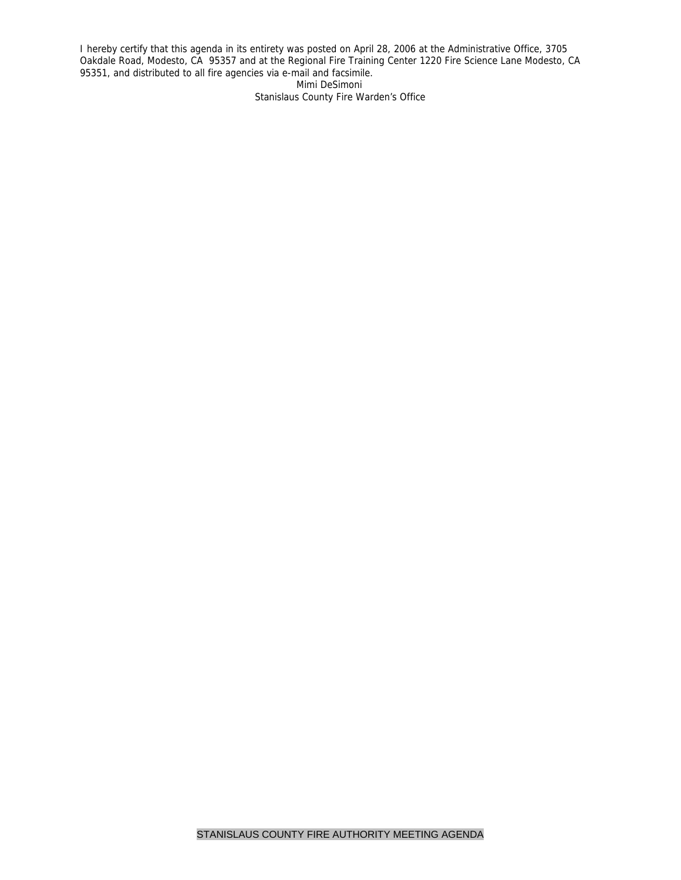I hereby certify that this agenda in its entirety was posted on April 28, 2006 at the Administrative Office, 3705 Oakdale Road, Modesto, CA 95357 and at the Regional Fire Training Center 1220 Fire Science Lane Modesto, CA 95351, and distributed to all fire agencies via e-mail and facsimile.

Mimi DeSimoni
Stanislaus County Fire Warden's Office